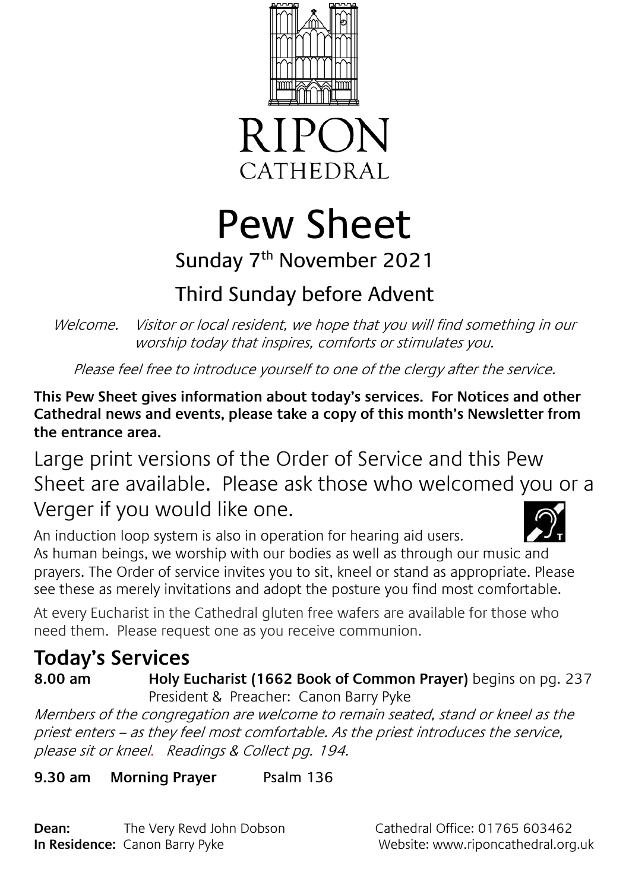RIPON

CATHEDRAL

# Pew Sheet

## Sunday 7th November 2021

## Third Sunday before Advent

*Welcome. Visitor or local resident, we hope that you will find something in our worship today that inspires, comforts or stimulates you.*

*Please feel free to introduce yourself to one of the clergy after the service.*

**This Pew Sheet gives information about today's services. For Notices and other Cathedral news and events, please take a copy of this month's Newsletter from the entrance area.**

Large print versions of the Order of Service and this Pew Sheet are available. Please ask those who welcomed you or a Verger if you would like one.

An induction loop system is also in operation for hearing aid users.

As human beings, we worship with our bodies as well as through our music and prayers. The Order of service invites you to sit, kneel or stand as appropriate. Please see these as merely invitations and adopt the posture you find most comfortable.

At every Eucharist in the Cathedral gluten free wafers are available for those who need them. Please request one as you receive communion.

## Today's Services

**8.00 am** **Holy Eucharist (1662 Book of Common Prayer)** begins on pg. 237
President & Preacher: Canon Barry Pyke

*Members of the congregation are welcome to remain seated, stand or kneel as the priest enters – as they feel most comfortable. As the priest introduces the service, please sit or kneel. Readings & Collect pg. 194.*

**9.30 am** **Morning Prayer** Psalm 136

**Dean:** The Very Revd John Dobson
**In Residence:** Canon Barry Pyke

Cathedral Office: 01765 603462
Website: www.riponcathedral.org.uk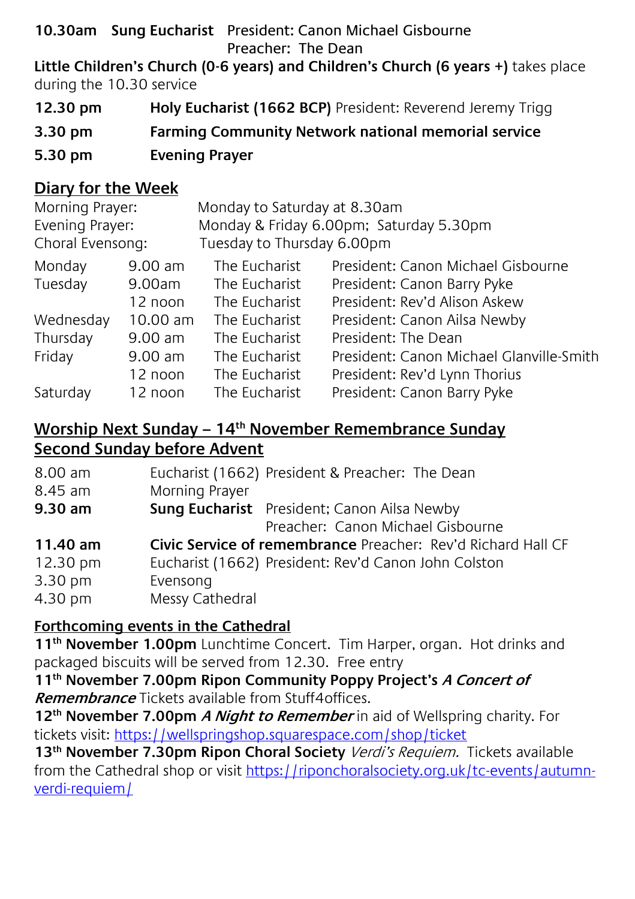**10.30am Sung Eucharist** President: Canon Michael Gisbourne
Preacher: The Dean

**Little Children's Church (0-6 years) and Children's Church (6 years +)** takes place during the 10.30 service

**12.30 pm** **Holy Eucharist (1662 BCP)** President: Reverend Jeremy Trigg

**3.30 pm** **Farming Community Network national memorial service**

**5.30 pm** **Evening Prayer**

## Diary for the Week

Morning Prayer: Monday to Saturday at 8.30am
Evening Prayer: Monday & Friday 6.00pm; Saturday 5.30pm
Choral Evensong: Tuesday to Thursday 6.00pm

| | | | |
|---|---|---|---|
| Monday | 9.00 am | The Eucharist | President: Canon Michael Gisbourne |
| Tuesday | 9.00am | The Eucharist | President: Canon Barry Pyke |
| | 12 noon | The Eucharist | President: Rev'd Alison Askew |
| Wednesday | 10.00 am | The Eucharist | President: Canon Ailsa Newby |
| Thursday | 9.00 am | The Eucharist | President: The Dean |
| Friday | 9.00 am | The Eucharist | President: Canon Michael Glanville-Smith |
| | 12 noon | The Eucharist | President: Rev'd Lynn Thorius |
| Saturday | 12 noon | The Eucharist | President: Canon Barry Pyke |

## Worship Next Sunday – 14th November Remembrance Sunday Second Sunday before Advent

| | | |
|---|---|---|
| 8.00 am | Eucharist (1662) | President & Preacher: The Dean |
| 8.45 am | Morning Prayer | |
| **9.30 am** | **Sung Eucharist** | President; Canon Ailsa Newby<br>Preacher: Canon Michael Gisbourne |
| **11.40 am** | **Civic Service of remembrance** | Preacher: Rev'd Richard Hall CF |
| 12.30 pm | Eucharist (1662) | President: Rev'd Canon John Colston |
| 3.30 pm | Evensong | |
| 4.30 pm | Messy Cathedral | |

## Forthcoming events in the Cathedral

**11th November 1.00pm** Lunchtime Concert. Tim Harper, organ. Hot drinks and packaged biscuits will be served from 12.30. Free entry

**11th November 7.00pm Ripon Community Poppy Project's** ***A Concert of Remembrance*** Tickets available from Stuff4offices.

**12th November 7.00pm** ***A Night to Remember*** in aid of Wellspring charity. For tickets visit: https://wellspringshop.squarespace.com/shop/ticket

**13th November 7.30pm Ripon Choral Society** *Verdi's Requiem.* Tickets available from the Cathedral shop or visit https://riponchoralsociety.org.uk/tc-events/autumn-verdi-requiem/